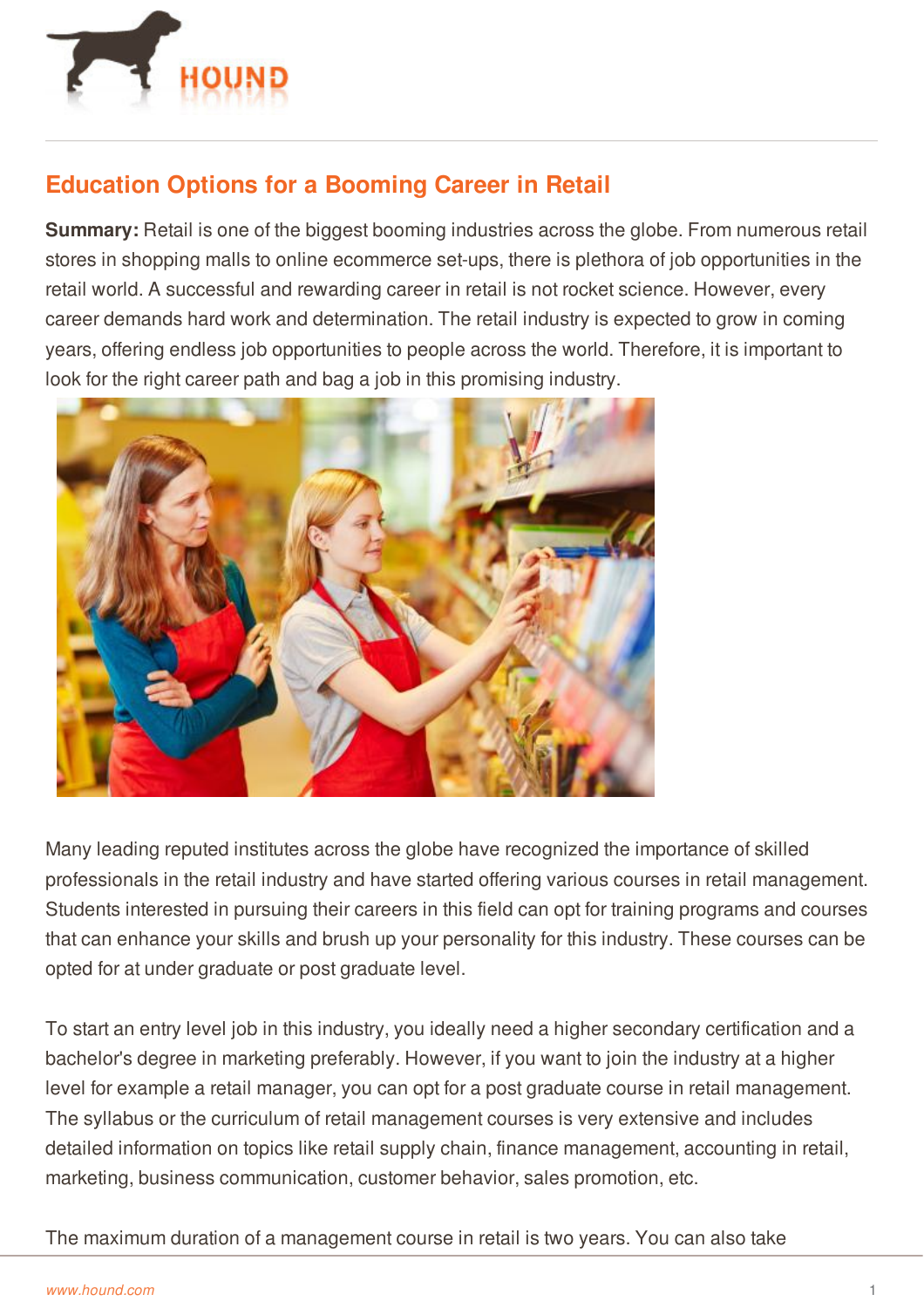# Education Options for a Booming Career in Retail

**Summary:** Retail is one of the biggest booming industries across the globe. From numerous retail stores in shopping malls to online ecommerce set-ups, there is plethora of job opportunities in the retail world. A successful and rewarding career in retail is not rocket science. However, every career demands hard work and determination. The retail industry is expected to grow in coming years, offering endless job opportunities to people across the world. Therefore, it is important to look for the right career path and bag a job in this promising industry.

Many leading reputed institutes across the globe have recognized the importance of skilled professionals in the retail industry and have started offering various courses in retail management. Students interested in pursuing their careers in this field can opt for training programs and courses that can enhance your skills and brush up your personality for this industry. These courses can be opted for at under graduate or post graduate level.

To start an entry level job in this industry, you ideally need a higher secondary certification and a bachelor's degree in marketing preferably. However, if you want to join the industry at a higher level for example a retail manager, you can opt for a post graduate course in retail management. The syllabus or the curriculum of retail management courses is very extensive and includes detailed information on topics like retail supply chain, finance management, accounting in retail, marketing, business communication, customer behavior, sales promotion, etc.

The maximum duration of a management course in retail is two years. You can also take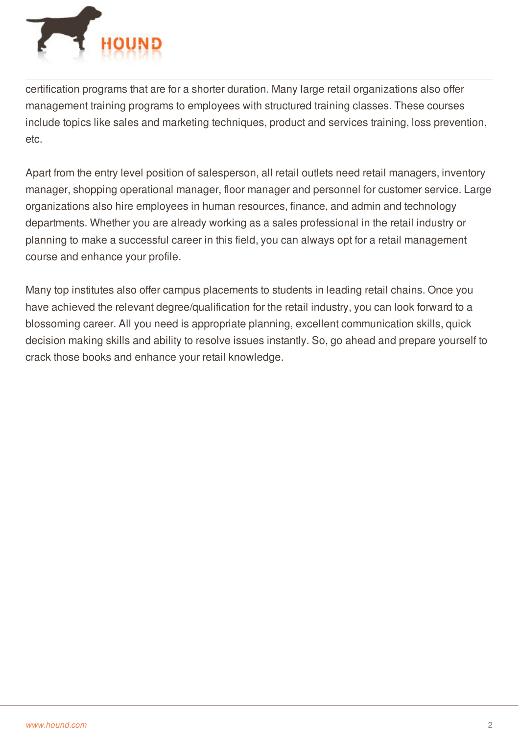certification programs that are for a shorter duration. Many large retail organizations also offer management training programs to employees with structured training classes. These courses include topics like sales and marketing techniques, product and services training, loss prevention, etc.

Apart from the entry level position of salesperson, all retail outlets need retail managers, inventory manager, shopping operational manager, floor manager and personnel for customer service. Large organizations also hire employees in human resources, finance, and admin and technology departments. Whether you are already working as a sales professional in the retail industry or planning to make a successful career in this field, you can always opt for a retail management course and enhance your profile.

Many top institutes also offer campus placements to students in leading retail chains. Once you have achieved the relevant degree/qualification for the retail industry, you can look forward to a blossoming career. All you need is appropriate planning, excellent communication skills, quick decision making skills and ability to resolve issues instantly. So, go ahead and prepare yourself to crack those books and enhance your retail knowledge.